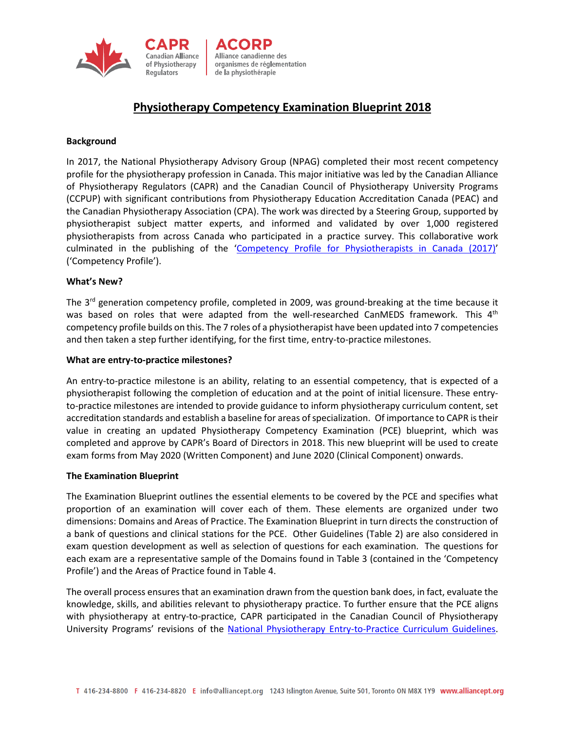# Physiotherapy Competency Examination Blueprint 2018

## Background

In 2017, the National Physiotherapy Advisory Group (NPAG) completed their most recent competency profile for the physiotherapy profession in Canada. This major initiative was led by the Canadian Alliance of Physiotherapy Regulators (CAPR) and the Canadian Council of Physiotherapy University Programs (CCPUP) with significant contributions from Physiotherapy Education Accreditation Canada (PEAC) and the Canadian Physiotherapy Association (CPA). The work was directed by a Steering Group, supported by physiotherapist subject matter experts, and informed and validated by over 1,000 registered physiotherapists from across Canada who participated in a practice survey. This collaborative work culminated in the publishing of the '[Competency Profile for Physiotherapists in Canada (2017)]' ('Competency Profile').

## What's New?

The 3rd generation competency profile, completed in 2009, was ground-breaking at the time because it was based on roles that were adapted from the well-researched CanMEDS framework. This 4th competency profile builds on this. The 7 roles of a physiotherapist have been updated into 7 competencies and then taken a step further identifying, for the first time, entry-to-practice milestones.

## What are entry-to-practice milestones?

An entry-to-practice milestone is an ability, relating to an essential competency, that is expected of a physiotherapist following the completion of education and at the point of initial licensure. These entry-to-practice milestones are intended to provide guidance to inform physiotherapy curriculum content, set accreditation standards and establish a baseline for areas of specialization. Of importance to CAPR is their value in creating an updated Physiotherapy Competency Examination (PCE) blueprint, which was completed and approve by CAPR's Board of Directors in 2018. This new blueprint will be used to create exam forms from May 2020 (Written Component) and June 2020 (Clinical Component) onwards.

## The Examination Blueprint

The Examination Blueprint outlines the essential elements to be covered by the PCE and specifies what proportion of an examination will cover each of them. These elements are organized under two dimensions: Domains and Areas of Practice. The Examination Blueprint in turn directs the construction of a bank of questions and clinical stations for the PCE. Other Guidelines (Table 2) are also considered in exam question development as well as selection of questions for each examination. The questions for each exam are a representative sample of the Domains found in Table 3 (contained in the 'Competency Profile') and the Areas of Practice found in Table 4.

The overall process ensures that an examination drawn from the question bank does, in fact, evaluate the knowledge, skills, and abilities relevant to physiotherapy practice. To further ensure that the PCE aligns with physiotherapy at entry-to-practice, CAPR participated in the Canadian Council of Physiotherapy University Programs' revisions of the [National Physiotherapy Entry-to-Practice Curriculum Guidelines].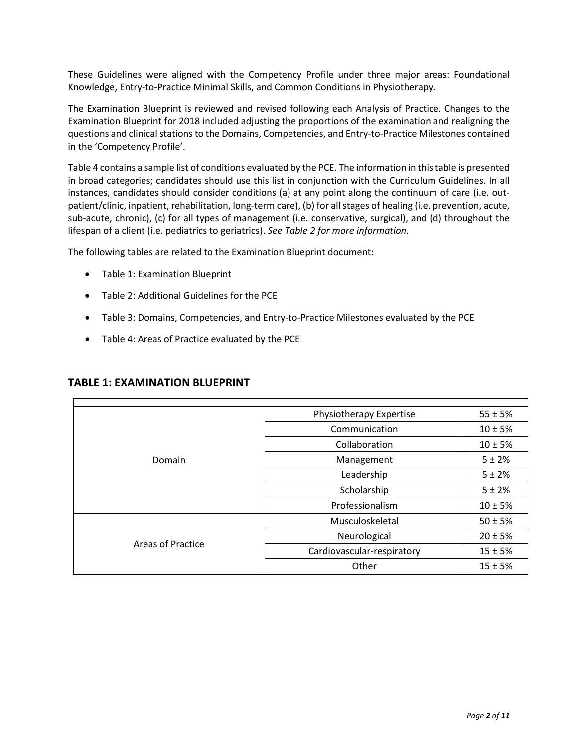These Guidelines were aligned with the Competency Profile under three major areas: Foundational Knowledge, Entry-to-Practice Minimal Skills, and Common Conditions in Physiotherapy.

The Examination Blueprint is reviewed and revised following each Analysis of Practice. Changes to the Examination Blueprint for 2018 included adjusting the proportions of the examination and realigning the questions and clinical stations to the Domains, Competencies, and Entry-to-Practice Milestones contained in the 'Competency Profile'.

Table 4 contains a sample list of conditions evaluated by the PCE. The information in this table is presented in broad categories; candidates should use this list in conjunction with the Curriculum Guidelines. In all instances, candidates should consider conditions (a) at any point along the continuum of care (i.e. out-patient/clinic, inpatient, rehabilitation, long-term care), (b) for all stages of healing (i.e. prevention, acute, sub-acute, chronic), (c) for all types of management (i.e. conservative, surgical), and (d) throughout the lifespan of a client (i.e. pediatrics to geriatrics). *See Table 2 for more information.*

The following tables are related to the Examination Blueprint document:

- Table 1: Examination Blueprint
- Table 2: Additional Guidelines for the PCE
- Table 3: Domains, Competencies, and Entry-to-Practice Milestones evaluated by the PCE
- Table 4: Areas of Practice evaluated by the PCE

## TABLE 1: EXAMINATION BLUEPRINT

| | | |
|---|---|---|
| Domain | Physiotherapy Expertise | 55 ± 5% |
| | Communication | 10 ± 5% |
| | Collaboration | 10 ± 5% |
| | Management | 5 ± 2% |
| | Leadership | 5 ± 2% |
| | Scholarship | 5 ± 2% |
| | Professionalism | 10 ± 5% |
| Areas of Practice | Musculoskeletal | 50 ± 5% |
| | Neurological | 20 ± 5% |
| | Cardiovascular-respiratory | 15 ± 5% |
| | Other | 15 ± 5% |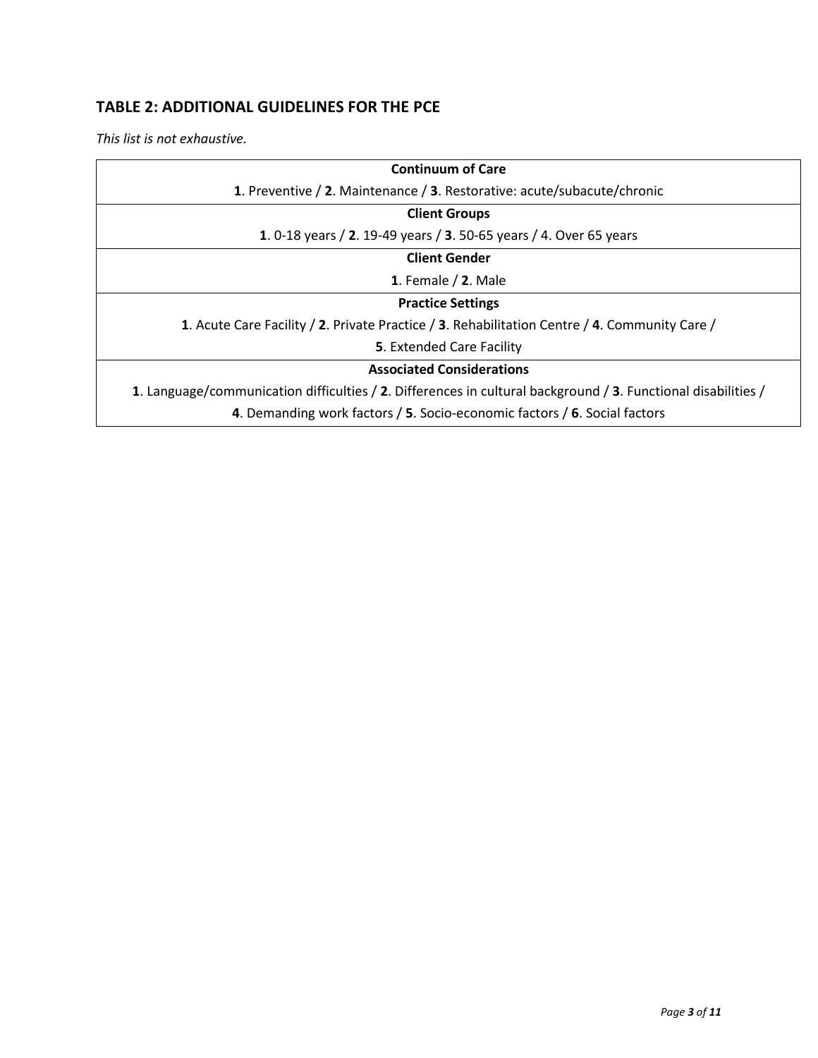## TABLE 2: ADDITIONAL GUIDELINES FOR THE PCE

*This list is not exhaustive.*

| **Continuum of Care** |
|---|
| **1**. Preventive / **2**. Maintenance / **3**. Restorative: acute/subacute/chronic |
| **Client Groups** |
| **1**. 0-18 years / **2**. 19-49 years / **3**. 50-65 years / 4. Over 65 years |
| **Client Gender** |
| **1**. Female / **2**. Male |
| **Practice Settings** |
| **1**. Acute Care Facility / **2**. Private Practice / **3**. Rehabilitation Centre / **4**. Community Care / **5**. Extended Care Facility |
| **Associated Considerations** |
| **1**. Language/communication difficulties / **2**. Differences in cultural background / **3**. Functional disabilities / **4**. Demanding work factors / **5**. Socio-economic factors / **6**. Social factors |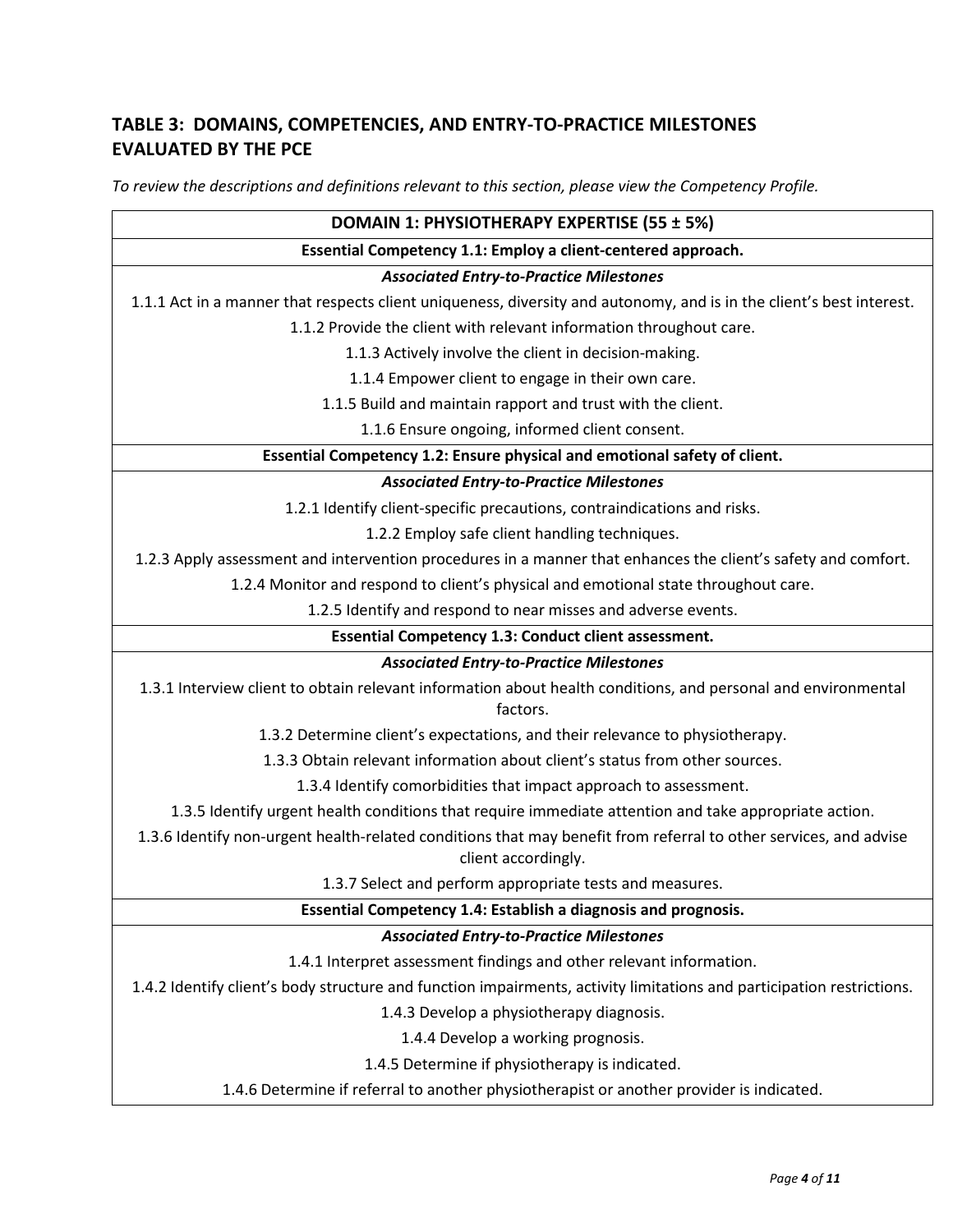## TABLE 3: DOMAINS, COMPETENCIES, AND ENTRY-TO-PRACTICE MILESTONES EVALUATED BY THE PCE

*To review the descriptions and definitions relevant to this section, please view the Competency Profile.*

| **DOMAIN 1: PHYSIOTHERAPY EXPERTISE (55 ± 5%)** |
|---|
| **Essential Competency 1.1: Employ a client-centered approach.** |
| ***Associated Entry-to-Practice Milestones*** |
| 1.1.1 Act in a manner that respects client uniqueness, diversity and autonomy, and is in the client's best interest. |
| 1.1.2 Provide the client with relevant information throughout care. |
| 1.1.3 Actively involve the client in decision-making. |
| 1.1.4 Empower client to engage in their own care. |
| 1.1.5 Build and maintain rapport and trust with the client. |
| 1.1.6 Ensure ongoing, informed client consent. |
| **Essential Competency 1.2: Ensure physical and emotional safety of client.** |
| ***Associated Entry-to-Practice Milestones*** |
| 1.2.1 Identify client-specific precautions, contraindications and risks. |
| 1.2.2 Employ safe client handling techniques. |
| 1.2.3 Apply assessment and intervention procedures in a manner that enhances the client's safety and comfort. |
| 1.2.4 Monitor and respond to client's physical and emotional state throughout care. |
| 1.2.5 Identify and respond to near misses and adverse events. |
| **Essential Competency 1.3: Conduct client assessment.** |
| ***Associated Entry-to-Practice Milestones*** |
| 1.3.1 Interview client to obtain relevant information about health conditions, and personal and environmental factors. |
| 1.3.2 Determine client's expectations, and their relevance to physiotherapy. |
| 1.3.3 Obtain relevant information about client's status from other sources. |
| 1.3.4 Identify comorbidities that impact approach to assessment. |
| 1.3.5 Identify urgent health conditions that require immediate attention and take appropriate action. |
| 1.3.6 Identify non-urgent health-related conditions that may benefit from referral to other services, and advise client accordingly. |
| 1.3.7 Select and perform appropriate tests and measures. |
| **Essential Competency 1.4: Establish a diagnosis and prognosis.** |
| ***Associated Entry-to-Practice Milestones*** |
| 1.4.1 Interpret assessment findings and other relevant information. |
| 1.4.2 Identify client's body structure and function impairments, activity limitations and participation restrictions. |
| 1.4.3 Develop a physiotherapy diagnosis. |
| 1.4.4 Develop a working prognosis. |
| 1.4.5 Determine if physiotherapy is indicated. |
| 1.4.6 Determine if referral to another physiotherapist or another provider is indicated. |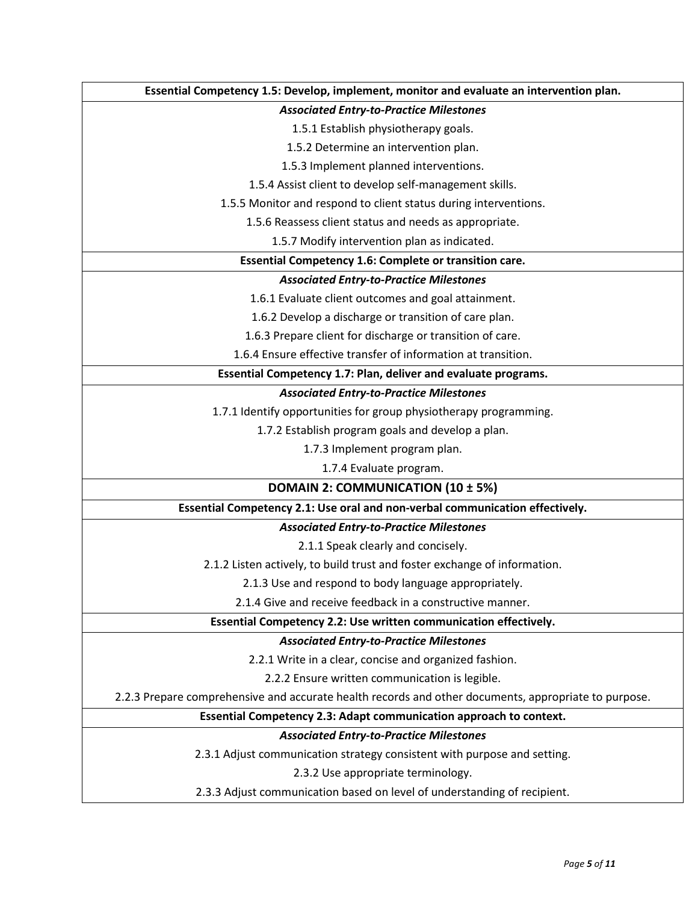| Essential Competency 1.5: Develop, implement, monitor and evaluate an intervention plan. |
|---|
| ***Associated Entry-to-Practice Milestones*** |
| 1.5.1 Establish physiotherapy goals. |
| 1.5.2 Determine an intervention plan. |
| 1.5.3 Implement planned interventions. |
| 1.5.4 Assist client to develop self-management skills. |
| 1.5.5 Monitor and respond to client status during interventions. |
| 1.5.6 Reassess client status and needs as appropriate. |
| 1.5.7 Modify intervention plan as indicated. |
| **Essential Competency 1.6: Complete or transition care.** |
| ***Associated Entry-to-Practice Milestones*** |
| 1.6.1 Evaluate client outcomes and goal attainment. |
| 1.6.2 Develop a discharge or transition of care plan. |
| 1.6.3 Prepare client for discharge or transition of care. |
| 1.6.4 Ensure effective transfer of information at transition. |
| **Essential Competency 1.7: Plan, deliver and evaluate programs.** |
| ***Associated Entry-to-Practice Milestones*** |
| 1.7.1 Identify opportunities for group physiotherapy programming. |
| 1.7.2 Establish program goals and develop a plan. |
| 1.7.3 Implement program plan. |
| 1.7.4 Evaluate program. |
| **DOMAIN 2: COMMUNICATION (10 ± 5%)** |
| **Essential Competency 2.1: Use oral and non-verbal communication effectively.** |
| ***Associated Entry-to-Practice Milestones*** |
| 2.1.1 Speak clearly and concisely. |
| 2.1.2 Listen actively, to build trust and foster exchange of information. |
| 2.1.3 Use and respond to body language appropriately. |
| 2.1.4 Give and receive feedback in a constructive manner. |
| **Essential Competency 2.2: Use written communication effectively.** |
| ***Associated Entry-to-Practice Milestones*** |
| 2.2.1 Write in a clear, concise and organized fashion. |
| 2.2.2 Ensure written communication is legible. |
| 2.2.3 Prepare comprehensive and accurate health records and other documents, appropriate to purpose. |
| **Essential Competency 2.3: Adapt communication approach to context.** |
| ***Associated Entry-to-Practice Milestones*** |
| 2.3.1 Adjust communication strategy consistent with purpose and setting. |
| 2.3.2 Use appropriate terminology. |
| 2.3.3 Adjust communication based on level of understanding of recipient. |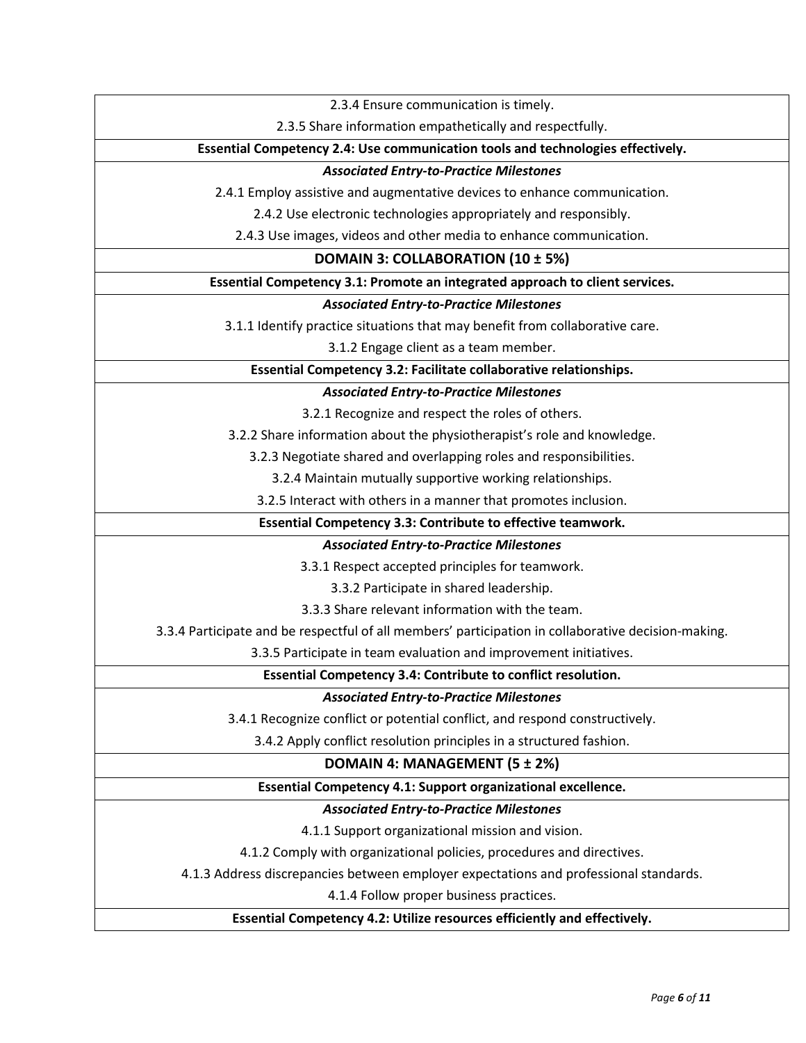| 2.3.4 Ensure communication is timely. |
|---|
| 2.3.5 Share information empathetically and respectfully. |
| **Essential Competency 2.4: Use communication tools and technologies effectively.** |
| ***Associated Entry-to-Practice Milestones*** |
| 2.4.1 Employ assistive and augmentative devices to enhance communication. |
| 2.4.2 Use electronic technologies appropriately and responsibly. |
| 2.4.3 Use images, videos and other media to enhance communication. |
| **DOMAIN 3: COLLABORATION (10 ± 5%)** |
| **Essential Competency 3.1: Promote an integrated approach to client services.** |
| ***Associated Entry-to-Practice Milestones*** |
| 3.1.1 Identify practice situations that may benefit from collaborative care. |
| 3.1.2 Engage client as a team member. |
| **Essential Competency 3.2: Facilitate collaborative relationships.** |
| ***Associated Entry-to-Practice Milestones*** |
| 3.2.1 Recognize and respect the roles of others. |
| 3.2.2 Share information about the physiotherapist's role and knowledge. |
| 3.2.3 Negotiate shared and overlapping roles and responsibilities. |
| 3.2.4 Maintain mutually supportive working relationships. |
| 3.2.5 Interact with others in a manner that promotes inclusion. |
| **Essential Competency 3.3: Contribute to effective teamwork.** |
| ***Associated Entry-to-Practice Milestones*** |
| 3.3.1 Respect accepted principles for teamwork. |
| 3.3.2 Participate in shared leadership. |
| 3.3.3 Share relevant information with the team. |
| 3.3.4 Participate and be respectful of all members' participation in collaborative decision-making. |
| 3.3.5 Participate in team evaluation and improvement initiatives. |
| **Essential Competency 3.4: Contribute to conflict resolution.** |
| ***Associated Entry-to-Practice Milestones*** |
| 3.4.1 Recognize conflict or potential conflict, and respond constructively. |
| 3.4.2 Apply conflict resolution principles in a structured fashion. |
| **DOMAIN 4: MANAGEMENT (5 ± 2%)** |
| **Essential Competency 4.1: Support organizational excellence.** |
| ***Associated Entry-to-Practice Milestones*** |
| 4.1.1 Support organizational mission and vision. |
| 4.1.2 Comply with organizational policies, procedures and directives. |
| 4.1.3 Address discrepancies between employer expectations and professional standards. |
| 4.1.4 Follow proper business practices. |
| **Essential Competency 4.2: Utilize resources efficiently and effectively.** |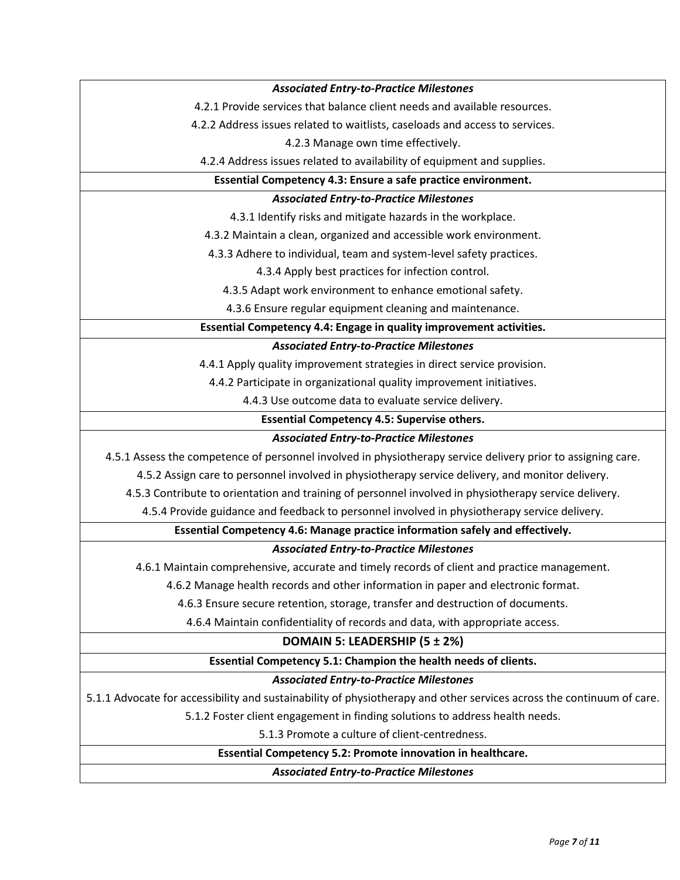| *Associated Entry-to-Practice Milestones* |
|---|
| 4.2.1 Provide services that balance client needs and available resources. |
| 4.2.2 Address issues related to waitlists, caseloads and access to services. |
| 4.2.3 Manage own time effectively. |
| 4.2.4 Address issues related to availability of equipment and supplies. |
| **Essential Competency 4.3: Ensure a safe practice environment.** |
| *Associated Entry-to-Practice Milestones* |
| 4.3.1 Identify risks and mitigate hazards in the workplace. |
| 4.3.2 Maintain a clean, organized and accessible work environment. |
| 4.3.3 Adhere to individual, team and system-level safety practices. |
| 4.3.4 Apply best practices for infection control. |
| 4.3.5 Adapt work environment to enhance emotional safety. |
| 4.3.6 Ensure regular equipment cleaning and maintenance. |
| **Essential Competency 4.4: Engage in quality improvement activities.** |
| *Associated Entry-to-Practice Milestones* |
| 4.4.1 Apply quality improvement strategies in direct service provision. |
| 4.4.2 Participate in organizational quality improvement initiatives. |
| 4.4.3 Use outcome data to evaluate service delivery. |
| **Essential Competency 4.5: Supervise others.** |
| *Associated Entry-to-Practice Milestones* |
| 4.5.1 Assess the competence of personnel involved in physiotherapy service delivery prior to assigning care. |
| 4.5.2 Assign care to personnel involved in physiotherapy service delivery, and monitor delivery. |
| 4.5.3 Contribute to orientation and training of personnel involved in physiotherapy service delivery. |
| 4.5.4 Provide guidance and feedback to personnel involved in physiotherapy service delivery. |
| **Essential Competency 4.6: Manage practice information safely and effectively.** |
| *Associated Entry-to-Practice Milestones* |
| 4.6.1 Maintain comprehensive, accurate and timely records of client and practice management. |
| 4.6.2 Manage health records and other information in paper and electronic format. |
| 4.6.3 Ensure secure retention, storage, transfer and destruction of documents. |
| 4.6.4 Maintain confidentiality of records and data, with appropriate access. |
| **DOMAIN 5: LEADERSHIP (5 ± 2%)** |
| **Essential Competency 5.1: Champion the health needs of clients.** |
| *Associated Entry-to-Practice Milestones* |
| 5.1.1 Advocate for accessibility and sustainability of physiotherapy and other services across the continuum of care. |
| 5.1.2 Foster client engagement in finding solutions to address health needs. |
| 5.1.3 Promote a culture of client-centredness. |
| **Essential Competency 5.2: Promote innovation in healthcare.** |
| *Associated Entry-to-Practice Milestones* |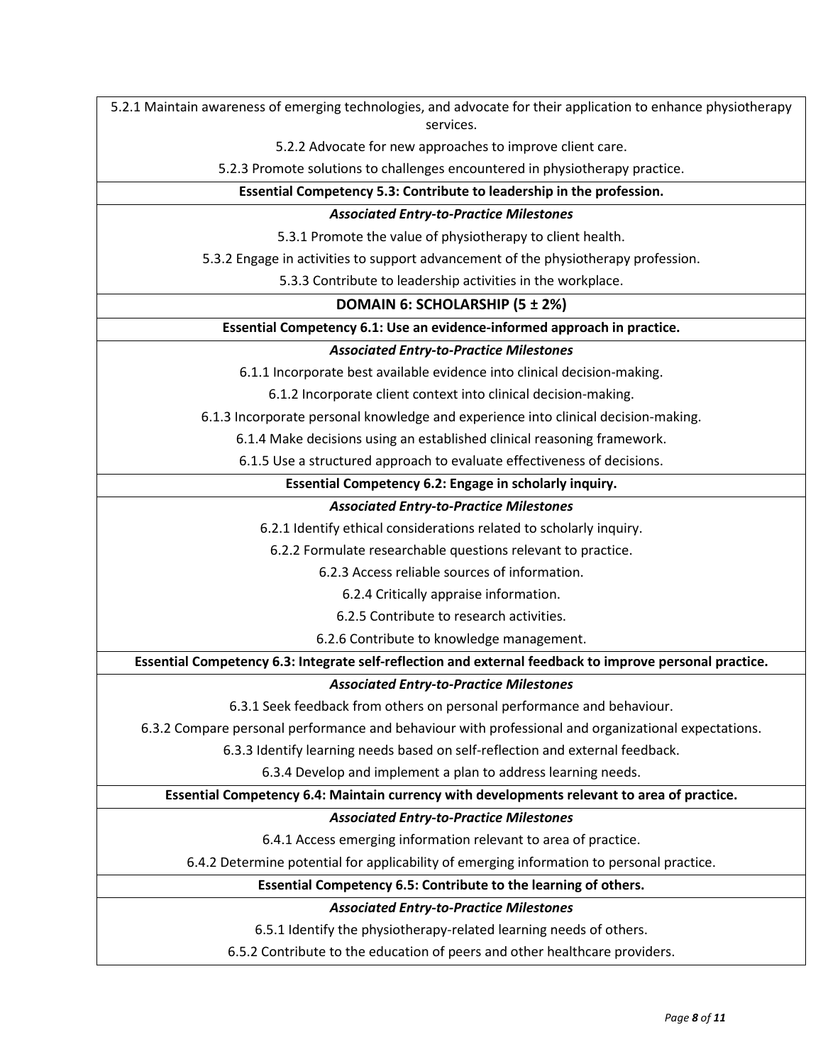| 5.2.1 Maintain awareness of emerging technologies, and advocate for their application to enhance physiotherapy services. |
|---|
| 5.2.2 Advocate for new approaches to improve client care. |
| 5.2.3 Promote solutions to challenges encountered in physiotherapy practice. |
| **Essential Competency 5.3: Contribute to leadership in the profession.** |
| ***Associated Entry-to-Practice Milestones*** |
| 5.3.1 Promote the value of physiotherapy to client health. |
| 5.3.2 Engage in activities to support advancement of the physiotherapy profession. |
| 5.3.3 Contribute to leadership activities in the workplace. |
| **DOMAIN 6: SCHOLARSHIP (5 ± 2%)** |
| **Essential Competency 6.1: Use an evidence-informed approach in practice.** |
| ***Associated Entry-to-Practice Milestones*** |
| 6.1.1 Incorporate best available evidence into clinical decision-making. |
| 6.1.2 Incorporate client context into clinical decision-making. |
| 6.1.3 Incorporate personal knowledge and experience into clinical decision-making. |
| 6.1.4 Make decisions using an established clinical reasoning framework. |
| 6.1.5 Use a structured approach to evaluate effectiveness of decisions. |
| **Essential Competency 6.2: Engage in scholarly inquiry.** |
| ***Associated Entry-to-Practice Milestones*** |
| 6.2.1 Identify ethical considerations related to scholarly inquiry. |
| 6.2.2 Formulate researchable questions relevant to practice. |
| 6.2.3 Access reliable sources of information. |
| 6.2.4 Critically appraise information. |
| 6.2.5 Contribute to research activities. |
| 6.2.6 Contribute to knowledge management. |
| **Essential Competency 6.3: Integrate self-reflection and external feedback to improve personal practice.** |
| ***Associated Entry-to-Practice Milestones*** |
| 6.3.1 Seek feedback from others on personal performance and behaviour. |
| 6.3.2 Compare personal performance and behaviour with professional and organizational expectations. |
| 6.3.3 Identify learning needs based on self-reflection and external feedback. |
| 6.3.4 Develop and implement a plan to address learning needs. |
| **Essential Competency 6.4: Maintain currency with developments relevant to area of practice.** |
| ***Associated Entry-to-Practice Milestones*** |
| 6.4.1 Access emerging information relevant to area of practice. |
| 6.4.2 Determine potential for applicability of emerging information to personal practice. |
| **Essential Competency 6.5: Contribute to the learning of others.** |
| ***Associated Entry-to-Practice Milestones*** |
| 6.5.1 Identify the physiotherapy-related learning needs of others. |
| 6.5.2 Contribute to the education of peers and other healthcare providers. |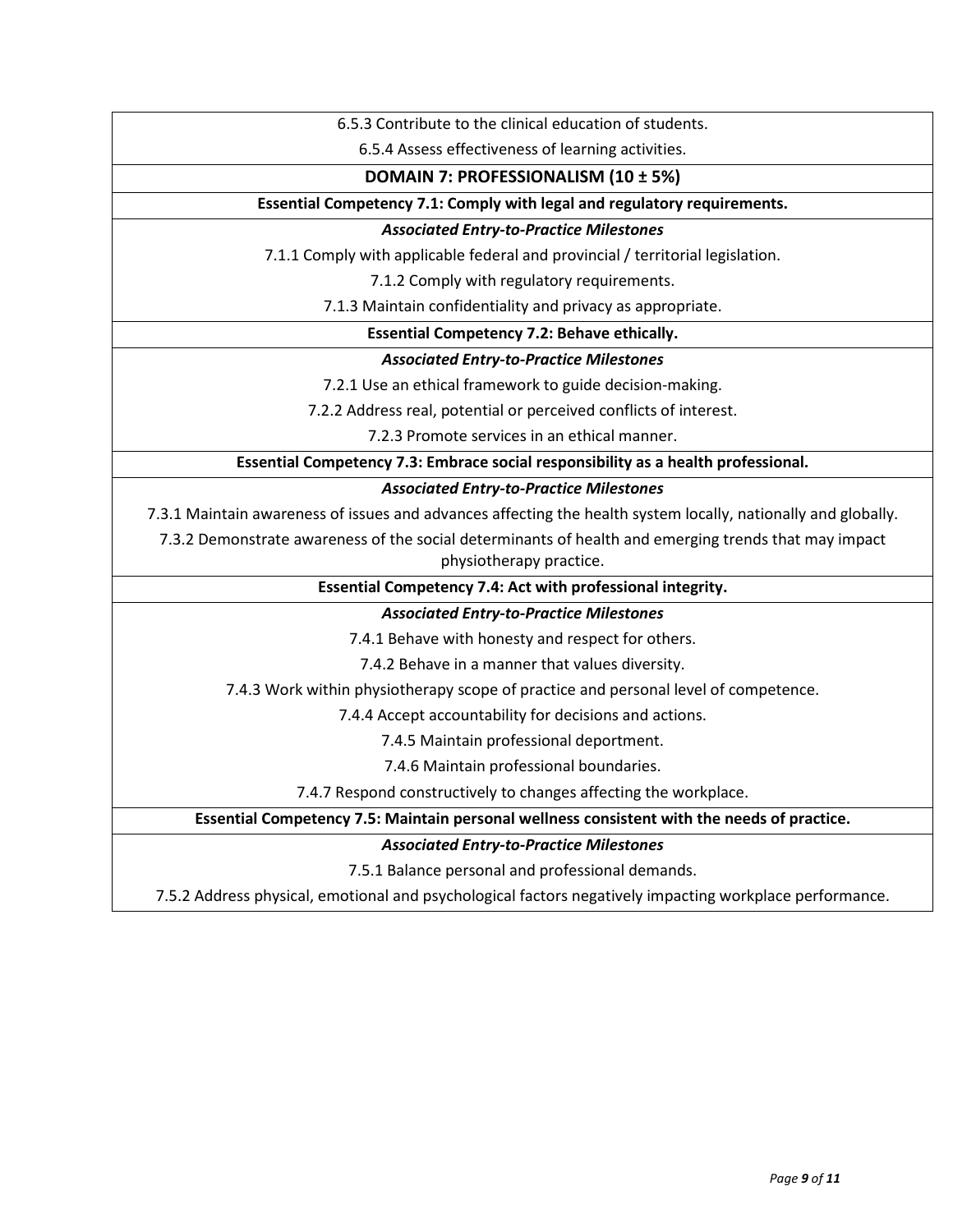6.5.3 Contribute to the clinical education of students.

6.5.4 Assess effectiveness of learning activities.

## DOMAIN 7: PROFESSIONALISM (10 ± 5%)

**Essential Competency 7.1: Comply with legal and regulatory requirements.**

***Associated Entry-to-Practice Milestones***

7.1.1 Comply with applicable federal and provincial / territorial legislation.

7.1.2 Comply with regulatory requirements.

7.1.3 Maintain confidentiality and privacy as appropriate.

**Essential Competency 7.2: Behave ethically.**

***Associated Entry-to-Practice Milestones***

7.2.1 Use an ethical framework to guide decision-making.

7.2.2 Address real, potential or perceived conflicts of interest.

7.2.3 Promote services in an ethical manner.

**Essential Competency 7.3: Embrace social responsibility as a health professional.**

***Associated Entry-to-Practice Milestones***

7.3.1 Maintain awareness of issues and advances affecting the health system locally, nationally and globally.

7.3.2 Demonstrate awareness of the social determinants of health and emerging trends that may impact physiotherapy practice.

**Essential Competency 7.4: Act with professional integrity.**

***Associated Entry-to-Practice Milestones***

7.4.1 Behave with honesty and respect for others.

7.4.2 Behave in a manner that values diversity.

7.4.3 Work within physiotherapy scope of practice and personal level of competence.

7.4.4 Accept accountability for decisions and actions.

7.4.5 Maintain professional deportment.

7.4.6 Maintain professional boundaries.

7.4.7 Respond constructively to changes affecting the workplace.

**Essential Competency 7.5: Maintain personal wellness consistent with the needs of practice.**

***Associated Entry-to-Practice Milestones***

7.5.1 Balance personal and professional demands.

7.5.2 Address physical, emotional and psychological factors negatively impacting workplace performance.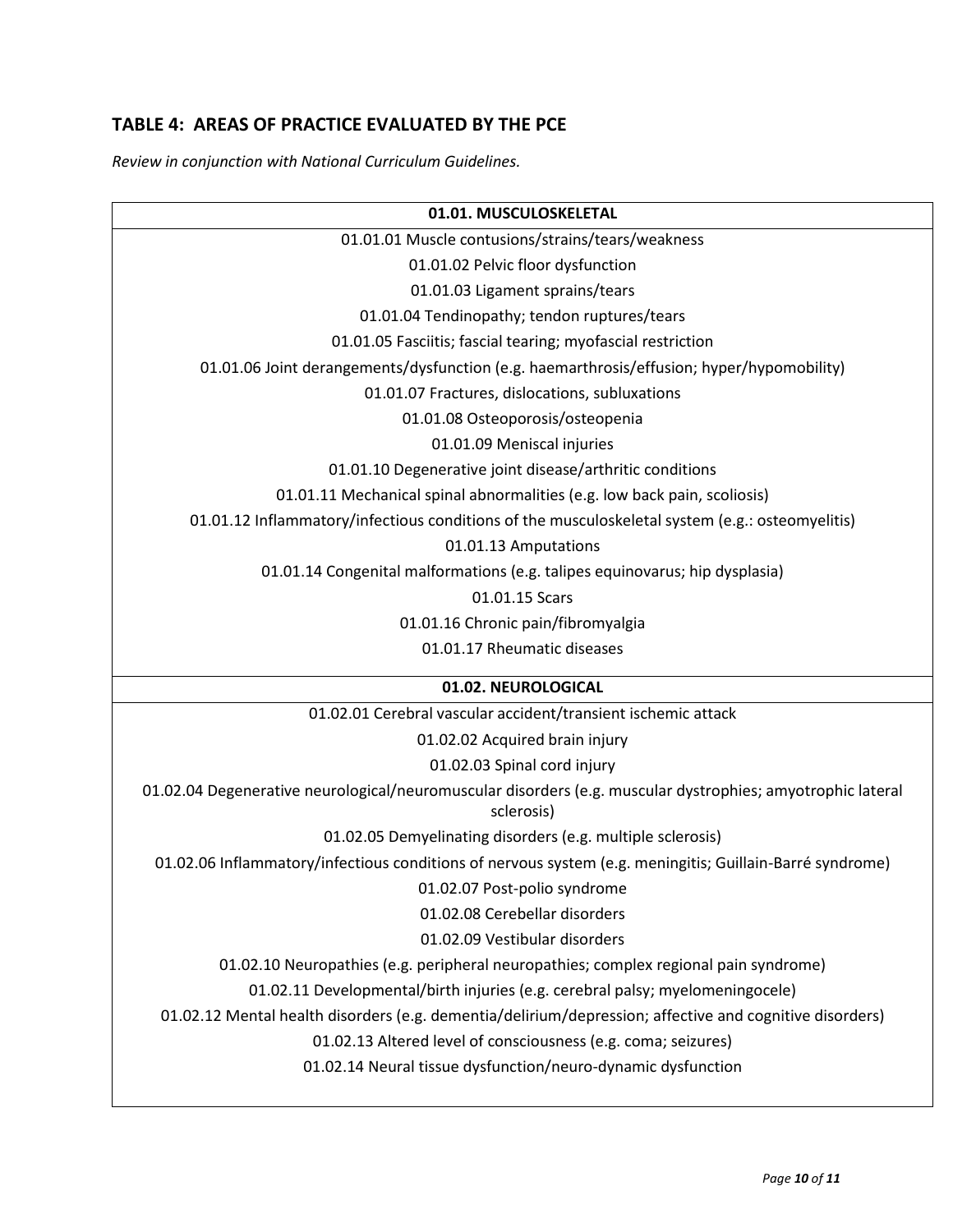## TABLE 4: AREAS OF PRACTICE EVALUATED BY THE PCE

*Review in conjunction with National Curriculum Guidelines.*

| **01.01. MUSCULOSKELETAL** |
|---|
| 01.01.01 Muscle contusions/strains/tears/weakness |
| 01.01.02 Pelvic floor dysfunction |
| 01.01.03 Ligament sprains/tears |
| 01.01.04 Tendinopathy; tendon ruptures/tears |
| 01.01.05 Fasciitis; fascial tearing; myofascial restriction |
| 01.01.06 Joint derangements/dysfunction (e.g. haemarthrosis/effusion; hyper/hypomobility) |
| 01.01.07 Fractures, dislocations, subluxations |
| 01.01.08 Osteoporosis/osteopenia |
| 01.01.09 Meniscal injuries |
| 01.01.10 Degenerative joint disease/arthritic conditions |
| 01.01.11 Mechanical spinal abnormalities (e.g. low back pain, scoliosis) |
| 01.01.12 Inflammatory/infectious conditions of the musculoskeletal system (e.g.: osteomyelitis) |
| 01.01.13 Amputations |
| 01.01.14 Congenital malformations (e.g. talipes equinovarus; hip dysplasia) |
| 01.01.15 Scars |
| 01.01.16 Chronic pain/fibromyalgia |
| 01.01.17 Rheumatic diseases |

| **01.02. NEUROLOGICAL** |
|---|
| 01.02.01 Cerebral vascular accident/transient ischemic attack |
| 01.02.02 Acquired brain injury |
| 01.02.03 Spinal cord injury |
| 01.02.04 Degenerative neurological/neuromuscular disorders (e.g. muscular dystrophies; amyotrophic lateral sclerosis) |
| 01.02.05 Demyelinating disorders (e.g. multiple sclerosis) |
| 01.02.06 Inflammatory/infectious conditions of nervous system (e.g. meningitis; Guillain-Barré syndrome) |
| 01.02.07 Post-polio syndrome |
| 01.02.08 Cerebellar disorders |
| 01.02.09 Vestibular disorders |
| 01.02.10 Neuropathies (e.g. peripheral neuropathies; complex regional pain syndrome) |
| 01.02.11 Developmental/birth injuries (e.g. cerebral palsy; myelomeningocele) |
| 01.02.12 Mental health disorders (e.g. dementia/delirium/depression; affective and cognitive disorders) |
| 01.02.13 Altered level of consciousness (e.g. coma; seizures) |
| 01.02.14 Neural tissue dysfunction/neuro-dynamic dysfunction |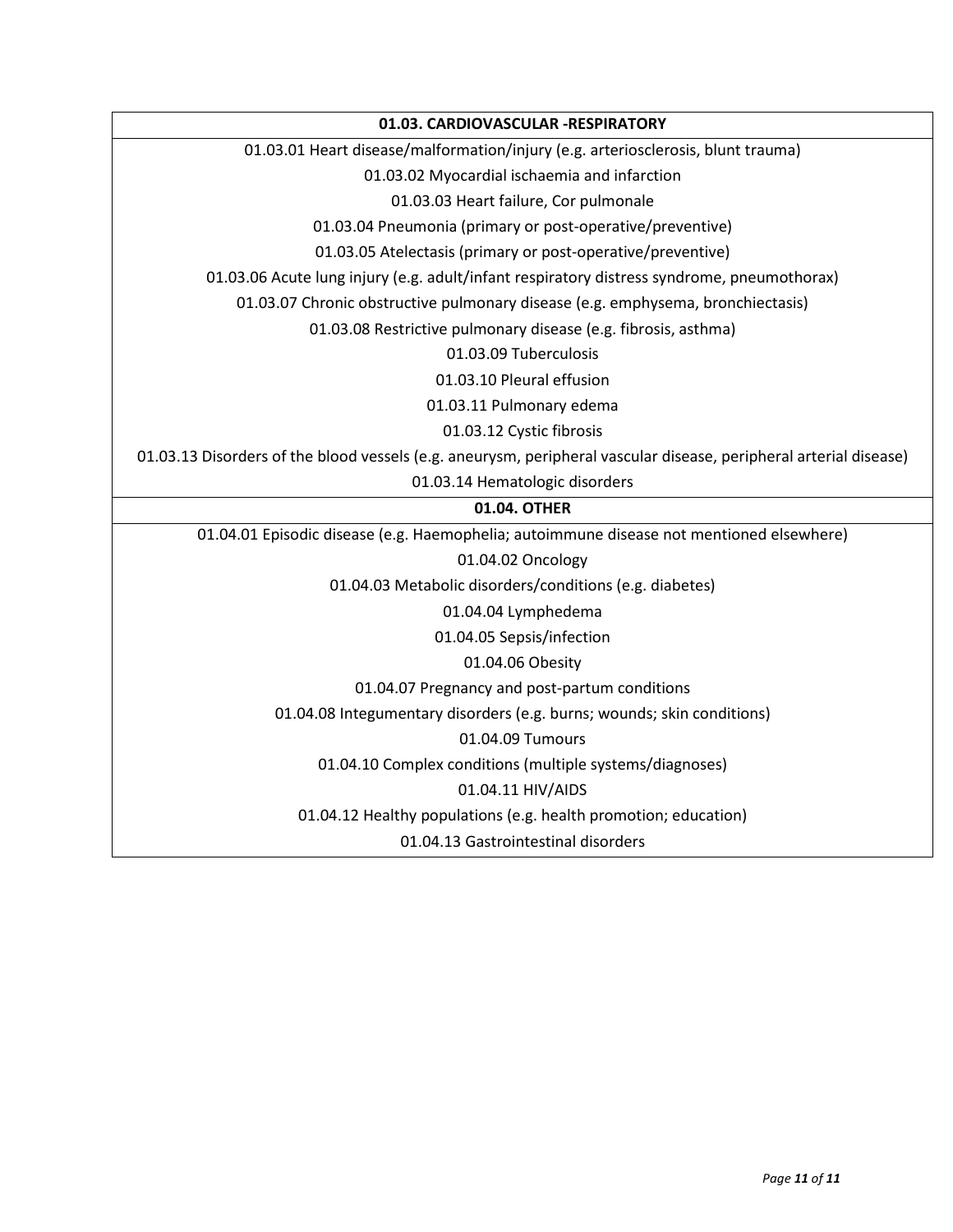| 01.03. CARDIOVASCULAR -RESPIRATORY |
| --- |
| 01.03.01 Heart disease/malformation/injury (e.g. arteriosclerosis, blunt trauma) |
| 01.03.02 Myocardial ischaemia and infarction |
| 01.03.03 Heart failure, Cor pulmonale |
| 01.03.04 Pneumonia (primary or post-operative/preventive) |
| 01.03.05 Atelectasis (primary or post-operative/preventive) |
| 01.03.06 Acute lung injury (e.g. adult/infant respiratory distress syndrome, pneumothorax) |
| 01.03.07 Chronic obstructive pulmonary disease (e.g. emphysema, bronchiectasis) |
| 01.03.08 Restrictive pulmonary disease (e.g. fibrosis, asthma) |
| 01.03.09 Tuberculosis |
| 01.03.10 Pleural effusion |
| 01.03.11 Pulmonary edema |
| 01.03.12 Cystic fibrosis |
| 01.03.13 Disorders of the blood vessels (e.g. aneurysm, peripheral vascular disease, peripheral arterial disease) |
| 01.03.14 Hematologic disorders |
| **01.04. OTHER** |
| 01.04.01 Episodic disease (e.g. Haemophelia; autoimmune disease not mentioned elsewhere) |
| 01.04.02 Oncology |
| 01.04.03 Metabolic disorders/conditions (e.g. diabetes) |
| 01.04.04 Lymphedema |
| 01.04.05 Sepsis/infection |
| 01.04.06 Obesity |
| 01.04.07 Pregnancy and post-partum conditions |
| 01.04.08 Integumentary disorders (e.g. burns; wounds; skin conditions) |
| 01.04.09 Tumours |
| 01.04.10 Complex conditions (multiple systems/diagnoses) |
| 01.04.11 HIV/AIDS |
| 01.04.12 Healthy populations (e.g. health promotion; education) |
| 01.04.13 Gastrointestinal disorders |